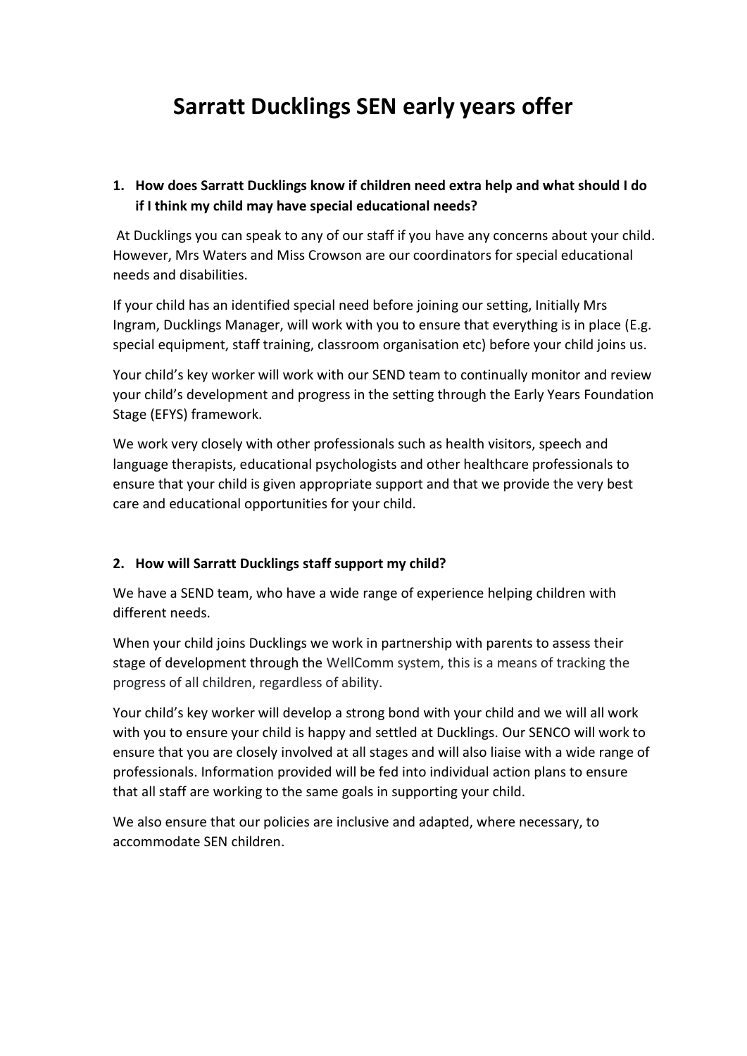# Sarratt Ducklings SEN early years offer

1. **How does Sarratt Ducklings know if children need extra help and what should I do if I think my child may have special educational needs?**

At Ducklings you can speak to any of our staff if you have any concerns about your child. However, Mrs Waters and Miss Crowson are our coordinators for special educational needs and disabilities.

If your child has an identified special need before joining our setting, Initially Mrs Ingram, Ducklings Manager, will work with you to ensure that everything is in place (E.g. special equipment, staff training, classroom organisation etc) before your child joins us.

Your child's key worker will work with our SEND team to continually monitor and review your child's development and progress in the setting through the Early Years Foundation Stage (EFYS) framework.

We work very closely with other professionals such as health visitors, speech and language therapists, educational psychologists and other healthcare professionals to ensure that your child is given appropriate support and that we provide the very best care and educational opportunities for your child.

2. **How will Sarratt Ducklings staff support my child?**

We have a SEND team, who have a wide range of experience helping children with different needs.

When your child joins Ducklings we work in partnership with parents to assess their stage of development through the WellComm system, this is a means of tracking the progress of all children, regardless of ability.

Your child's key worker will develop a strong bond with your child and we will all work with you to ensure your child is happy and settled at Ducklings. Our SENCO will work to ensure that you are closely involved at all stages and will also liaise with a wide range of professionals. Information provided will be fed into individual action plans to ensure that all staff are working to the same goals in supporting your child.

We also ensure that our policies are inclusive and adapted, where necessary, to accommodate SEN children.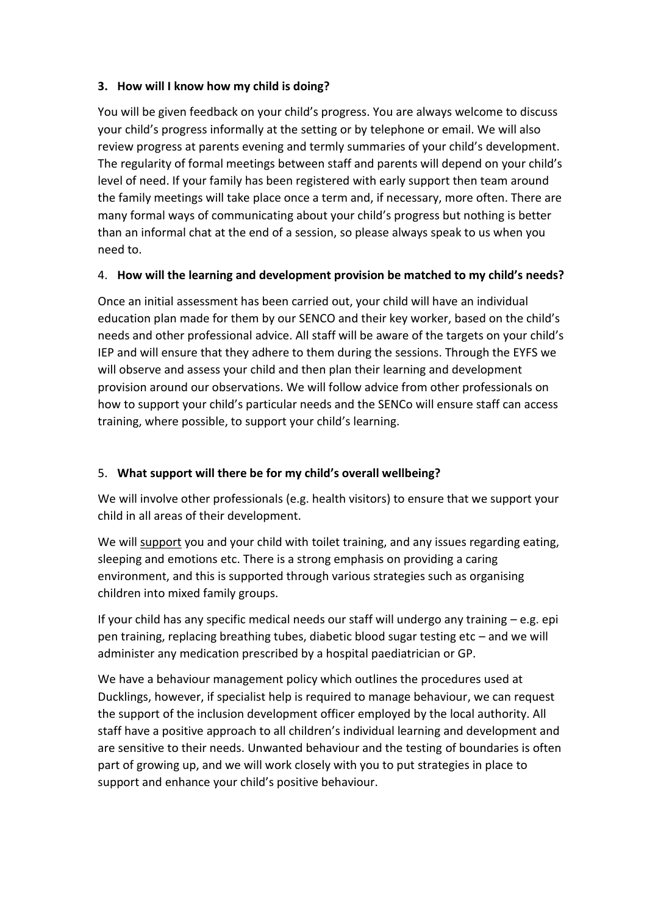### 3. How will I know how my child is doing?

You will be given feedback on your child's progress. You are always welcome to discuss your child's progress informally at the setting or by telephone or email. We will also review progress at parents evening and termly summaries of your child's development. The regularity of formal meetings between staff and parents will depend on your child's level of need. If your family has been registered with early support then team around the family meetings will take place once a term and, if necessary, more often. There are many formal ways of communicating about your child's progress but nothing is better than an informal chat at the end of a session, so please always speak to us when you need to.

### 4. How will the learning and development provision be matched to my child's needs?

Once an initial assessment has been carried out, your child will have an individual education plan made for them by our SENCO and their key worker, based on the child's needs and other professional advice. All staff will be aware of the targets on your child's IEP and will ensure that they adhere to them during the sessions. Through the EYFS we will observe and assess your child and then plan their learning and development provision around our observations. We will follow advice from other professionals on how to support your child's particular needs and the SENCo will ensure staff can access training, where possible, to support your child's learning.

### 5. What support will there be for my child's overall wellbeing?

We will involve other professionals (e.g. health visitors) to ensure that we support your child in all areas of their development.

We will support you and your child with toilet training, and any issues regarding eating, sleeping and emotions etc. There is a strong emphasis on providing a caring environment, and this is supported through various strategies such as organising children into mixed family groups.

If your child has any specific medical needs our staff will undergo any training – e.g. epi pen training, replacing breathing tubes, diabetic blood sugar testing etc – and we will administer any medication prescribed by a hospital paediatrician or GP.

We have a behaviour management policy which outlines the procedures used at Ducklings, however, if specialist help is required to manage behaviour, we can request the support of the inclusion development officer employed by the local authority. All staff have a positive approach to all children's individual learning and development and are sensitive to their needs. Unwanted behaviour and the testing of boundaries is often part of growing up, and we will work closely with you to put strategies in place to support and enhance your child's positive behaviour.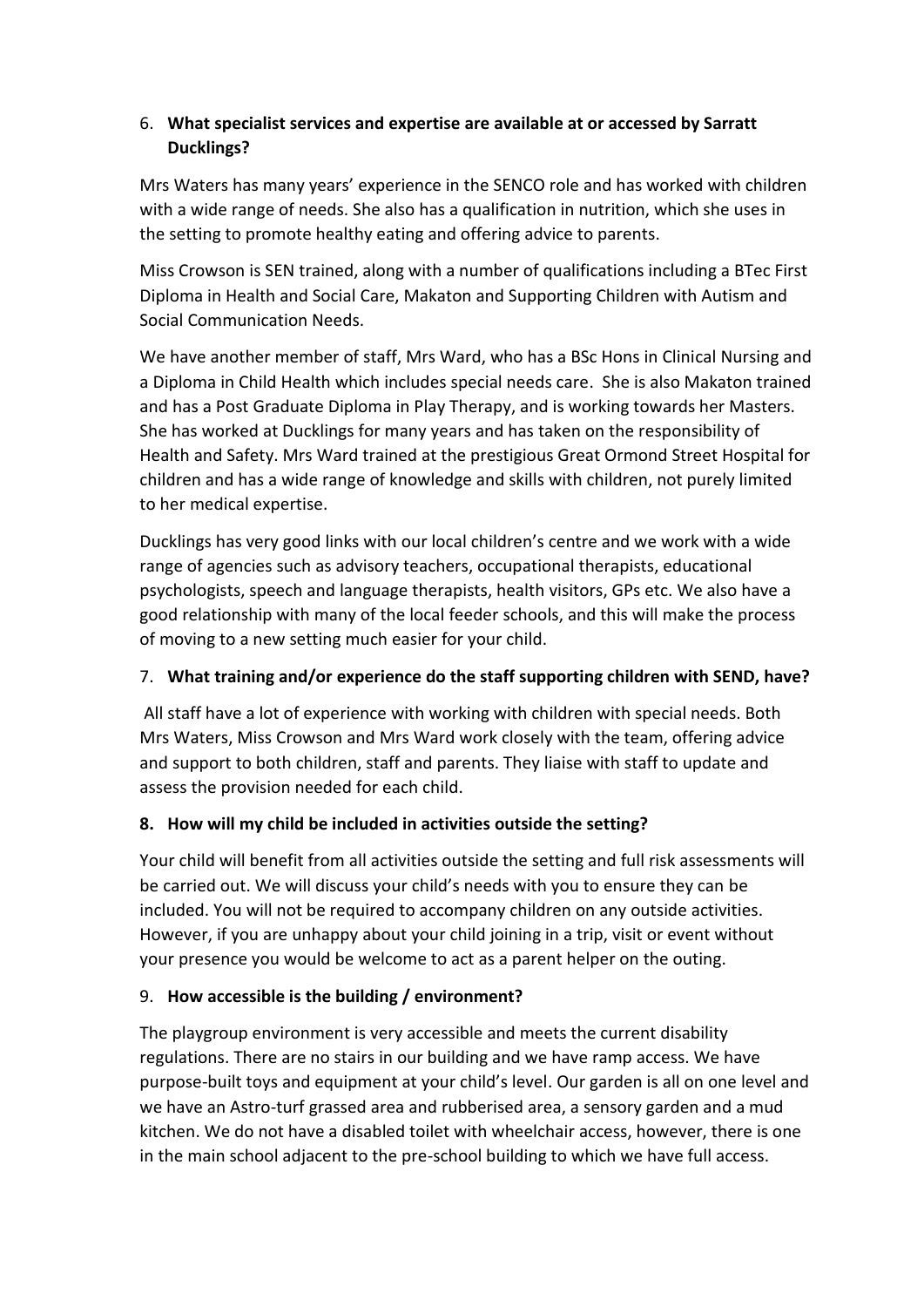6. **What specialist services and expertise are available at or accessed by Sarratt Ducklings?**

Mrs Waters has many years' experience in the SENCO role and has worked with children with a wide range of needs. She also has a qualification in nutrition, which she uses in the setting to promote healthy eating and offering advice to parents.

Miss Crowson is SEN trained, along with a number of qualifications including a BTec First Diploma in Health and Social Care, Makaton and Supporting Children with Autism and Social Communication Needs.

We have another member of staff, Mrs Ward, who has a BSc Hons in Clinical Nursing and a Diploma in Child Health which includes special needs care. She is also Makaton trained and has a Post Graduate Diploma in Play Therapy, and is working towards her Masters. She has worked at Ducklings for many years and has taken on the responsibility of Health and Safety. Mrs Ward trained at the prestigious Great Ormond Street Hospital for children and has a wide range of knowledge and skills with children, not purely limited to her medical expertise.

Ducklings has very good links with our local children's centre and we work with a wide range of agencies such as advisory teachers, occupational therapists, educational psychologists, speech and language therapists, health visitors, GPs etc. We also have a good relationship with many of the local feeder schools, and this will make the process of moving to a new setting much easier for your child.

7. **What training and/or experience do the staff supporting children with SEND, have?**

All staff have a lot of experience with working with children with special needs. Both Mrs Waters, Miss Crowson and Mrs Ward work closely with the team, offering advice and support to both children, staff and parents. They liaise with staff to update and assess the provision needed for each child.

8. **How will my child be included in activities outside the setting?**

Your child will benefit from all activities outside the setting and full risk assessments will be carried out. We will discuss your child's needs with you to ensure they can be included. You will not be required to accompany children on any outside activities. However, if you are unhappy about your child joining in a trip, visit or event without your presence you would be welcome to act as a parent helper on the outing.

9. **How accessible is the building / environment?**

The playgroup environment is very accessible and meets the current disability regulations. There are no stairs in our building and we have ramp access. We have purpose-built toys and equipment at your child's level. Our garden is all on one level and we have an Astro-turf grassed area and rubberised area, a sensory garden and a mud kitchen. We do not have a disabled toilet with wheelchair access, however, there is one in the main school adjacent to the pre-school building to which we have full access.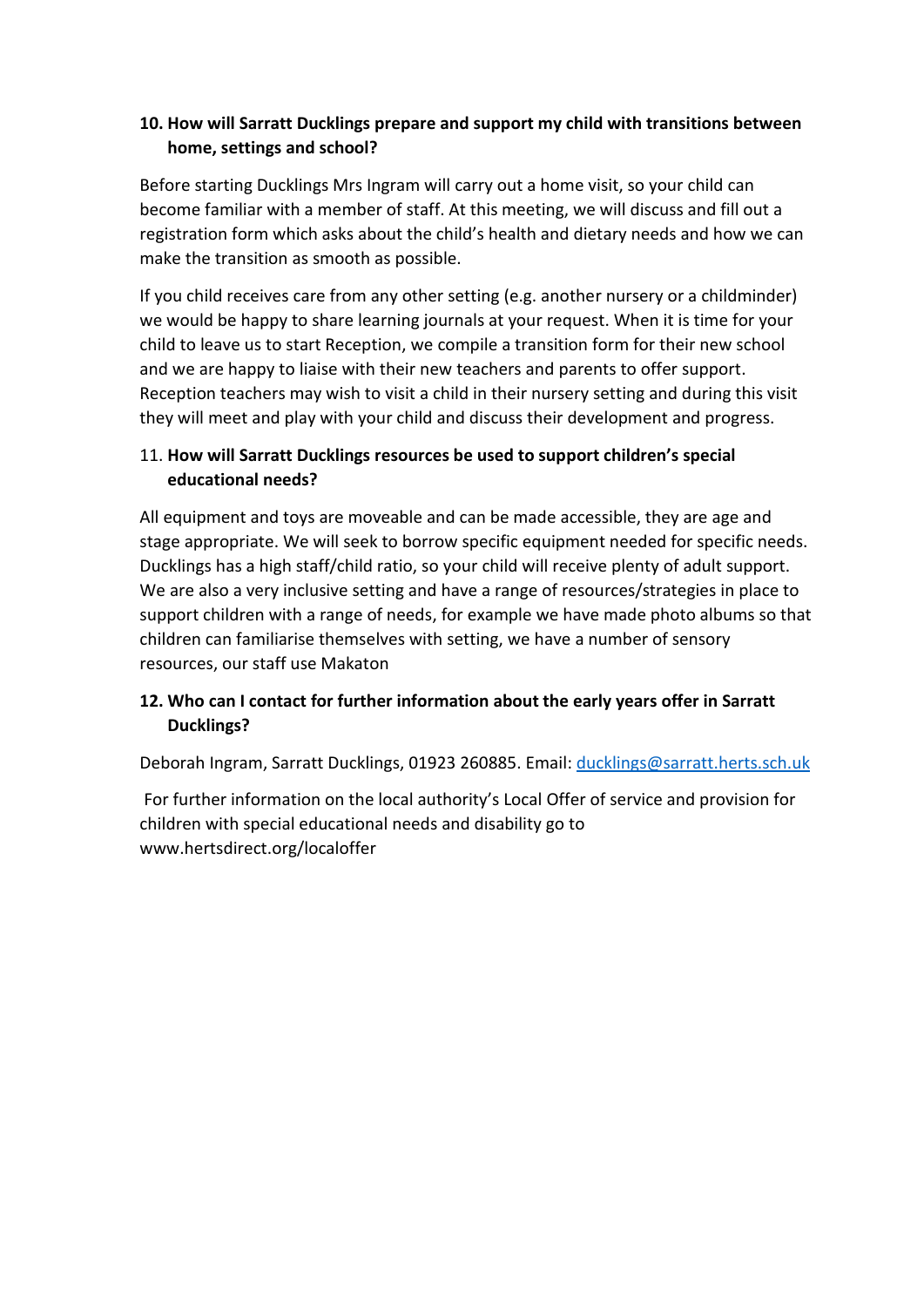**10. How will Sarratt Ducklings prepare and support my child with transitions between home, settings and school?**

Before starting Ducklings Mrs Ingram will carry out a home visit, so your child can become familiar with a member of staff. At this meeting, we will discuss and fill out a registration form which asks about the child's health and dietary needs and how we can make the transition as smooth as possible.

If you child receives care from any other setting (e.g. another nursery or a childminder) we would be happy to share learning journals at your request. When it is time for your child to leave us to start Reception, we compile a transition form for their new school and we are happy to liaise with their new teachers and parents to offer support. Reception teachers may wish to visit a child in their nursery setting and during this visit they will meet and play with your child and discuss their development and progress.

11. **How will Sarratt Ducklings resources be used to support children's special educational needs?**

All equipment and toys are moveable and can be made accessible, they are age and stage appropriate. We will seek to borrow specific equipment needed for specific needs. Ducklings has a high staff/child ratio, so your child will receive plenty of adult support. We are also a very inclusive setting and have a range of resources/strategies in place to support children with a range of needs, for example we have made photo albums so that children can familiarise themselves with setting, we have a number of sensory resources, our staff use Makaton

**12. Who can I contact for further information about the early years offer in Sarratt Ducklings?**

Deborah Ingram, Sarratt Ducklings, 01923 260885. Email: ducklings@sarratt.herts.sch.uk

For further information on the local authority's Local Offer of service and provision for children with special educational needs and disability go to www.hertsdirect.org/localoffer